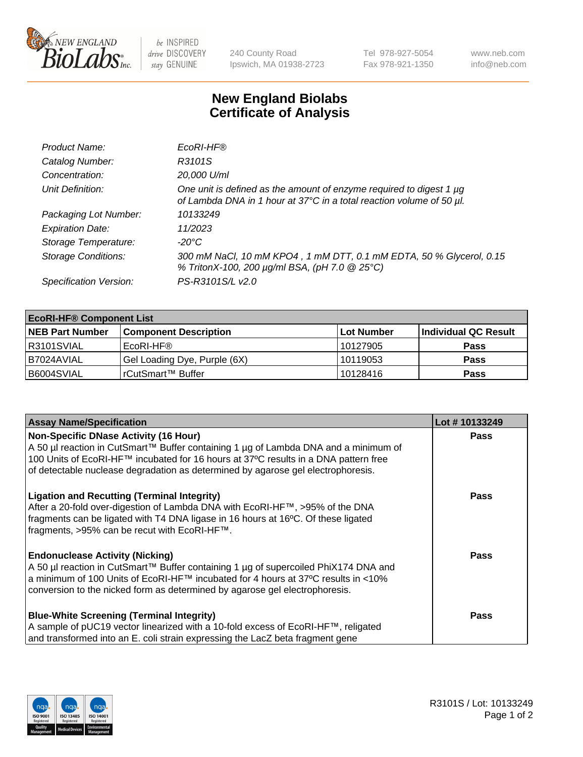# New England Biolabs Certificate of Analysis

240 County Road
Ipswich, MA 01938-2723

Tel 978-927-5054
Fax 978-921-1350

www.neb.com
info@neb.com

| | |
|---|---|
| *Product Name:* | *EcoRI-HF®* |
| *Catalog Number:* | *R3101S* |
| *Concentration:* | *20,000 U/ml* |
| *Unit Definition:* | *One unit is defined as the amount of enzyme required to digest 1 µg of Lambda DNA in 1 hour at 37°C in a total reaction volume of 50 µl.* |
| *Packaging Lot Number:* | *10133249* |
| *Expiration Date:* | *11/2023* |
| *Storage Temperature:* | *-20°C* |
| *Storage Conditions:* | *300 mM NaCl, 10 mM KPO4 , 1 mM DTT, 0.1 mM EDTA, 50 % Glycerol, 0.15 % TritonX-100, 200 µg/ml BSA, (pH 7.0 @ 25°C)* |
| *Specification Version:* | *PS-R3101S/L v2.0* |

**EcoRI-HF® Component List**

| NEB Part Number | Component Description | Lot Number | Individual QC Result |
|---|---|---|---|
| R3101SVIAL | EcoRI-HF® | 10127905 | Pass |
| B7024AVIAL | Gel Loading Dye, Purple (6X) | 10119053 | Pass |
| B6004SVIAL | rCutSmart™ Buffer | 10128416 | Pass |

| Assay Name/Specification | Lot # 10133249 |
|---|---|
| **Non-Specific DNase Activity (16 Hour)** A 50 µl reaction in CutSmart™ Buffer containing 1 µg of Lambda DNA and a minimum of 100 Units of EcoRI-HF™ incubated for 16 hours at 37ºC results in a DNA pattern free of detectable nuclease degradation as determined by agarose gel electrophoresis. | Pass |
| **Ligation and Recutting (Terminal Integrity)** After a 20-fold over-digestion of Lambda DNA with EcoRI-HF™, >95% of the DNA fragments can be ligated with T4 DNA ligase in 16 hours at 16ºC. Of these ligated fragments, >95% can be recut with EcoRI-HF™. | Pass |
| **Endonuclease Activity (Nicking)** A 50 µl reaction in CutSmart™ Buffer containing 1 µg of supercoiled PhiX174 DNA and a minimum of 100 Units of EcoRI-HF™ incubated for 4 hours at 37ºC results in <10% conversion to the nicked form as determined by agarose gel electrophoresis. | Pass |
| **Blue-White Screening (Terminal Integrity)** A sample of pUC19 vector linearized with a 10-fold excess of EcoRI-HF™, religated and transformed into an E. coli strain expressing the LacZ beta fragment gene | Pass |

R3101S / Lot: 10133249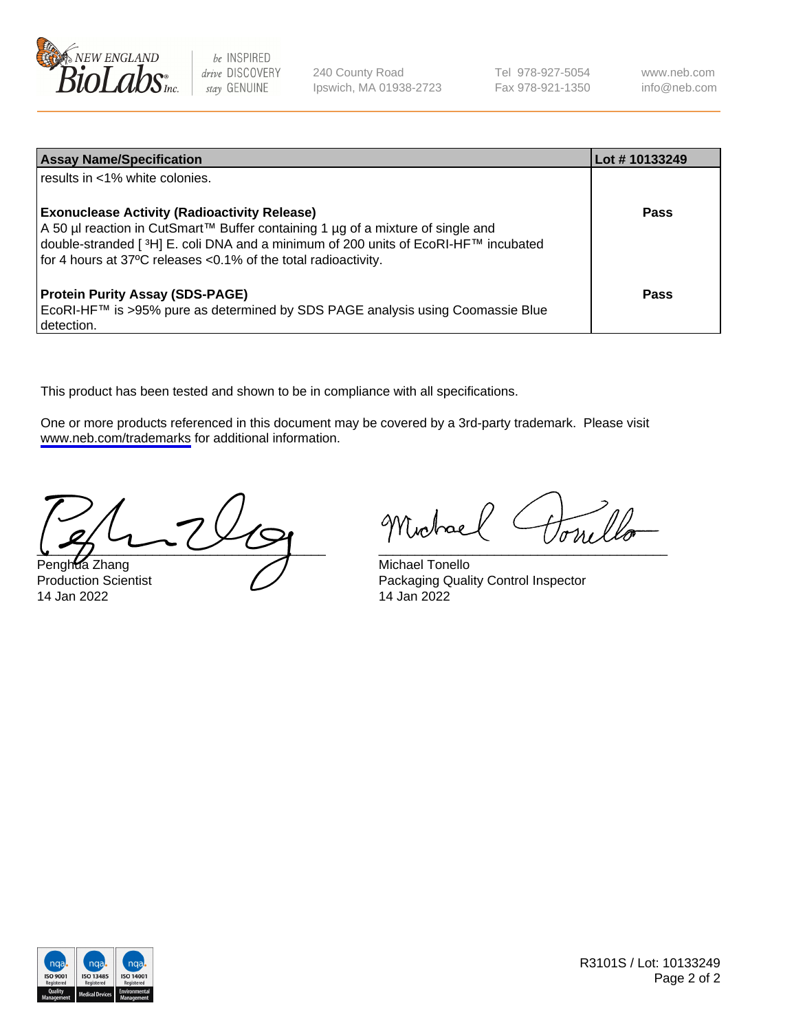| Assay Name/Specification | Lot # 10133249 |
| --- | --- |
| results in <1% white colonies. | |
| **Exonuclease Activity (Radioactivity Release)**<br>A 50 µl reaction in CutSmart™ Buffer containing 1 µg of a mixture of single and double-stranded [ $^{3}$H] E. coli DNA and a minimum of 200 units of EcoRI-HF™ incubated for 4 hours at 37ºC releases <0.1% of the total radioactivity. | **Pass** |
| **Protein Purity Assay (SDS-PAGE)**<br>EcoRI-HF™ is >95% pure as determined by SDS PAGE analysis using Coomassie Blue detection. | **Pass** |

This product has been tested and shown to be in compliance with all specifications.

One or more products referenced in this document may be covered by a 3rd-party trademark. Please visit www.neb.com/trademarks for additional information.

Penghua Zhang
Production Scientist
14 Jan 2022

Michael Tonello
Packaging Quality Control Inspector
14 Jan 2022

R3101S / Lot: 10133249